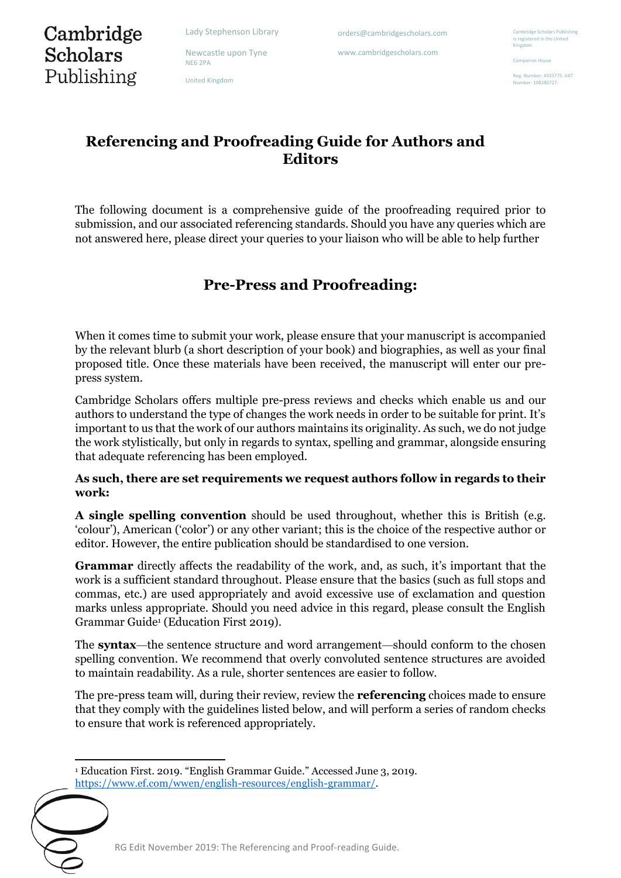# Referencing and Proofreading Guide for Authors and Editors

The following document is a comprehensive guide of the proofreading required prior to submission, and our associated referencing standards. Should you have any queries which are not answered here, please direct your queries to your liaison who will be able to help further

## Pre-Press and Proofreading:

When it comes time to submit your work, please ensure that your manuscript is accompanied by the relevant blurb (a short description of your book) and biographies, as well as your final proposed title. Once these materials have been received, the manuscript will enter our pre-press system.

Cambridge Scholars offers multiple pre-press reviews and checks which enable us and our authors to understand the type of changes the work needs in order to be suitable for print. It's important to us that the work of our authors maintains its originality. As such, we do not judge the work stylistically, but only in regards to syntax, spelling and grammar, alongside ensuring that adequate referencing has been employed.

**As such, there are set requirements we request authors follow in regards to their work:**

**A single spelling convention** should be used throughout, whether this is British (e.g. 'colour'), American ('color') or any other variant; this is the choice of the respective author or editor. However, the entire publication should be standardised to one version.

**Grammar** directly affects the readability of the work, and, as such, it's important that the work is a sufficient standard throughout. Please ensure that the basics (such as full stops and commas, etc.) are used appropriately and avoid excessive use of exclamation and question marks unless appropriate. Should you need advice in this regard, please consult the English Grammar Guide[1] (Education First 2019).

The **syntax**—the sentence structure and word arrangement—should conform to the chosen spelling convention. We recommend that overly convoluted sentence structures are avoided to maintain readability. As a rule, shorter sentences are easier to follow.

The pre-press team will, during their review, review the **referencing** choices made to ensure that they comply with the guidelines listed below, and will perform a series of random checks to ensure that work is referenced appropriately.

---

[1] Education First. 2019. "English Grammar Guide." Accessed June 3, 2019. https://www.ef.com/wwen/english-resources/english-grammar/.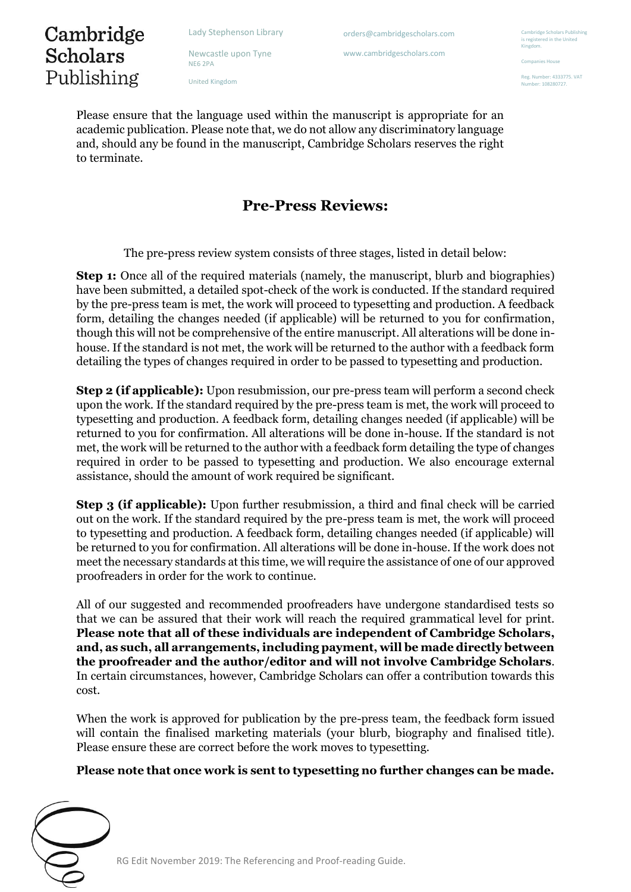Please ensure that the language used within the manuscript is appropriate for an academic publication. Please note that, we do not allow any discriminatory language and, should any be found in the manuscript, Cambridge Scholars reserves the right to terminate.

## Pre-Press Reviews:

The pre-press review system consists of three stages, listed in detail below:

**Step 1:** Once all of the required materials (namely, the manuscript, blurb and biographies) have been submitted, a detailed spot-check of the work is conducted. If the standard required by the pre-press team is met, the work will proceed to typesetting and production. A feedback form, detailing the changes needed (if applicable) will be returned to you for confirmation, though this will not be comprehensive of the entire manuscript. All alterations will be done in-house. If the standard is not met, the work will be returned to the author with a feedback form detailing the types of changes required in order to be passed to typesetting and production.

**Step 2 (if applicable):** Upon resubmission, our pre-press team will perform a second check upon the work. If the standard required by the pre-press team is met, the work will proceed to typesetting and production. A feedback form, detailing changes needed (if applicable) will be returned to you for confirmation. All alterations will be done in-house. If the standard is not met, the work will be returned to the author with a feedback form detailing the type of changes required in order to be passed to typesetting and production. We also encourage external assistance, should the amount of work required be significant.

**Step 3 (if applicable):** Upon further resubmission, a third and final check will be carried out on the work. If the standard required by the pre-press team is met, the work will proceed to typesetting and production. A feedback form, detailing changes needed (if applicable) will be returned to you for confirmation. All alterations will be done in-house. If the work does not meet the necessary standards at this time, we will require the assistance of one of our approved proofreaders in order for the work to continue.

All of our suggested and recommended proofreaders have undergone standardised tests so that we can be assured that their work will reach the required grammatical level for print. **Please note that all of these individuals are independent of Cambridge Scholars, and, as such, all arrangements, including payment, will be made directly between the proofreader and the author/editor and will not involve Cambridge Scholars**. In certain circumstances, however, Cambridge Scholars can offer a contribution towards this cost.

When the work is approved for publication by the pre-press team, the feedback form issued will contain the finalised marketing materials (your blurb, biography and finalised title). Please ensure these are correct before the work moves to typesetting.

**Please note that once work is sent to typesetting no further changes can be made.**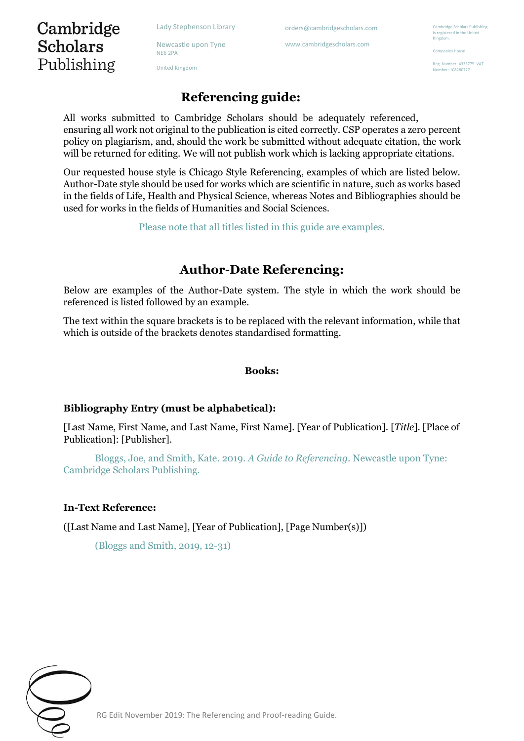# Referencing guide:

All works submitted to Cambridge Scholars should be adequately referenced, ensuring all work not original to the publication is cited correctly. CSP operates a zero percent policy on plagiarism, and, should the work be submitted without adequate citation, the work will be returned for editing. We will not publish work which is lacking appropriate citations.

Our requested house style is Chicago Style Referencing, examples of which are listed below. Author-Date style should be used for works which are scientific in nature, such as works based in the fields of Life, Health and Physical Science, whereas Notes and Bibliographies should be used for works in the fields of Humanities and Social Sciences.

Please note that all titles listed in this guide are examples.

## Author-Date Referencing:

Below are examples of the Author-Date system. The style in which the work should be referenced is listed followed by an example.

The text within the square brackets is to be replaced with the relevant information, while that which is outside of the brackets denotes standardised formatting.

### Books:

**Bibliography Entry (must be alphabetical):**

[Last Name, First Name, and Last Name, First Name]. [Year of Publication]. [*Title*]. [Place of Publication]: [Publisher].

Bloggs, Joe, and Smith, Kate. 2019. *A Guide to Referencing*. Newcastle upon Tyne: Cambridge Scholars Publishing.

**In-Text Reference:**

([Last Name and Last Name], [Year of Publication], [Page Number(s)])

(Bloggs and Smith, 2019, 12-31)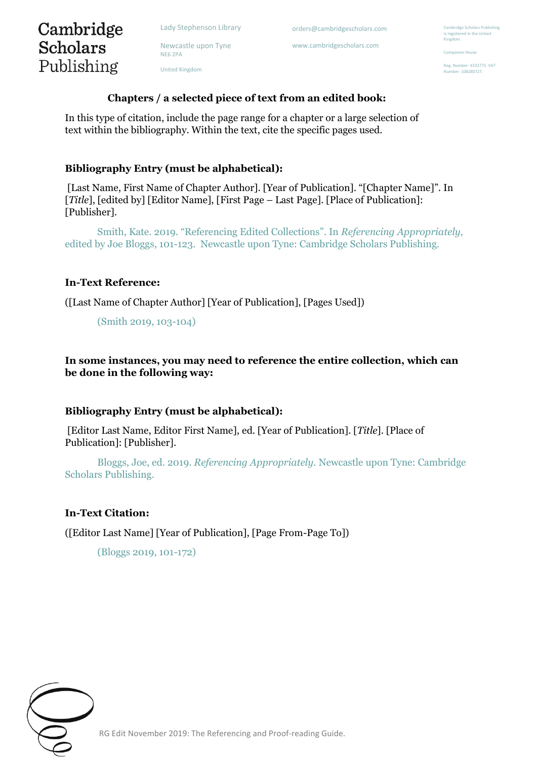### Chapters / a selected piece of text from an edited book:

In this type of citation, include the page range for a chapter or a large selection of text within the bibliography. Within the text, cite the specific pages used.

**Bibliography Entry (must be alphabetical):**

[Last Name, First Name of Chapter Author]. [Year of Publication]. "[Chapter Name]". In [*Title*], [edited by] [Editor Name], [First Page – Last Page]. [Place of Publication]: [Publisher].

Smith, Kate. 2019. "Referencing Edited Collections". In *Referencing Appropriately,* edited by Joe Bloggs, 101-123. Newcastle upon Tyne: Cambridge Scholars Publishing.

**In-Text Reference:**

([Last Name of Chapter Author] [Year of Publication], [Pages Used])

(Smith 2019, 103-104)

**In some instances, you may need to reference the entire collection, which can be done in the following way:**

**Bibliography Entry (must be alphabetical):**

[Editor Last Name, Editor First Name], ed. [Year of Publication]. [*Title*]. [Place of Publication]: [Publisher].

Bloggs, Joe, ed. 2019. *Referencing Appropriately*. Newcastle upon Tyne: Cambridge Scholars Publishing.

**In-Text Citation:**

([Editor Last Name] [Year of Publication], [Page From-Page To])

(Bloggs 2019, 101-172)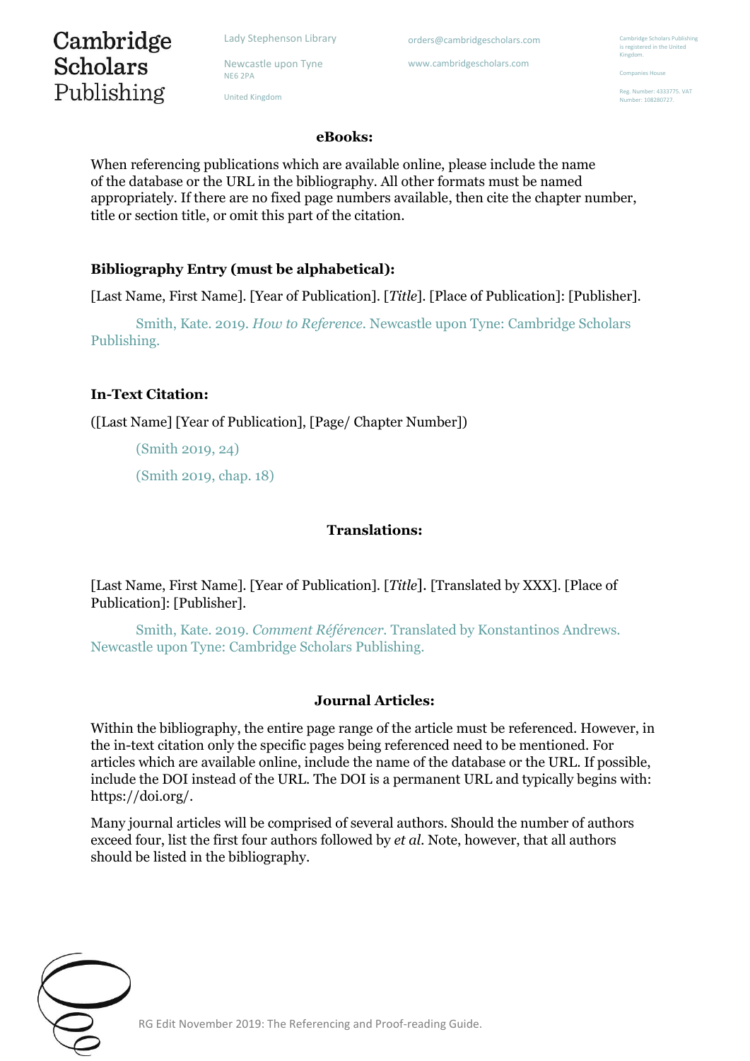## eBooks:

When referencing publications which are available online, please include the name of the database or the URL in the bibliography. All other formats must be named appropriately. If there are no fixed page numbers available, then cite the chapter number, title or section title, or omit this part of the citation.

### Bibliography Entry (must be alphabetical):

[Last Name, First Name]. [Year of Publication]. [*Title*]. [Place of Publication]: [Publisher].

Smith, Kate. 2019. *How to Reference*. Newcastle upon Tyne: Cambridge Scholars Publishing.

### In-Text Citation:

([Last Name] [Year of Publication], [Page/ Chapter Number])

(Smith 2019, 24)

(Smith 2019, chap. 18)

## Translations:

[Last Name, First Name]. [Year of Publication]. [*Title*]. [Translated by XXX]. [Place of Publication]: [Publisher].

Smith, Kate. 2019. *Comment Référencer*. Translated by Konstantinos Andrews. Newcastle upon Tyne: Cambridge Scholars Publishing.

## Journal Articles:

Within the bibliography, the entire page range of the article must be referenced. However, in the in-text citation only the specific pages being referenced need to be mentioned. For articles which are available online, include the name of the database or the URL. If possible, include the DOI instead of the URL. The DOI is a permanent URL and typically begins with: https://doi.org/.

Many journal articles will be comprised of several authors. Should the number of authors exceed four, list the first four authors followed by *et al*. Note, however, that all authors should be listed in the bibliography.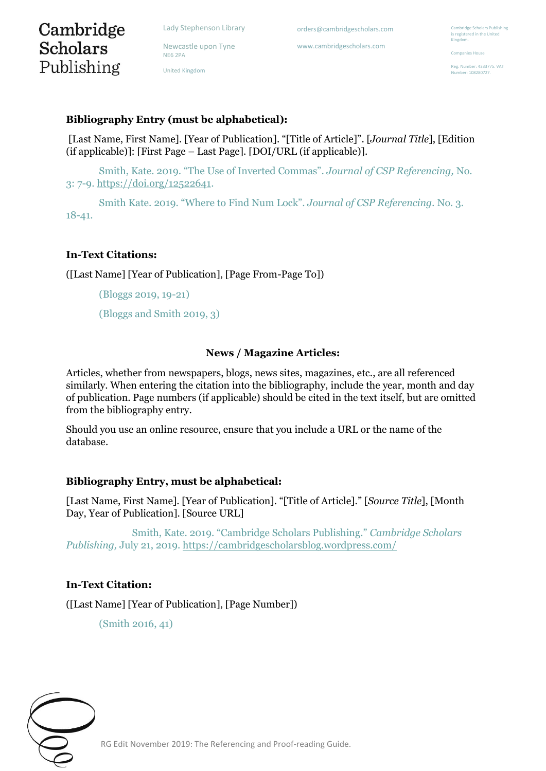**Bibliography Entry (must be alphabetical):**

[Last Name, First Name]. [Year of Publication]. "[Title of Article]". [*Journal Title*], [Edition (if applicable)]: [First Page – Last Page]. [DOI/URL (if applicable)].

Smith, Kate. 2019. "The Use of Inverted Commas". *Journal of CSP Referencing*, No. 3: 7-9. https://doi.org/12522641.

Smith Kate. 2019. "Where to Find Num Lock". *Journal of CSP Referencing*. No. 3. 18-41.

**In-Text Citations:**

([Last Name] [Year of Publication], [Page From-Page To])

(Bloggs 2019, 19-21)

(Bloggs and Smith 2019, 3)

## News / Magazine Articles:

Articles, whether from newspapers, blogs, news sites, magazines, etc., are all referenced similarly. When entering the citation into the bibliography, include the year, month and day of publication. Page numbers (if applicable) should be cited in the text itself, but are omitted from the bibliography entry.

Should you use an online resource, ensure that you include a URL or the name of the database.

**Bibliography Entry, must be alphabetical:**

[Last Name, First Name]. [Year of Publication]. "[Title of Article]." [*Source Title*], [Month Day, Year of Publication]. [Source URL]

Smith, Kate. 2019. "Cambridge Scholars Publishing." *Cambridge Scholars Publishing*, July 21, 2019. https://cambridgescholarsblog.wordpress.com/

**In-Text Citation:**

([Last Name] [Year of Publication], [Page Number])

(Smith 2016, 41)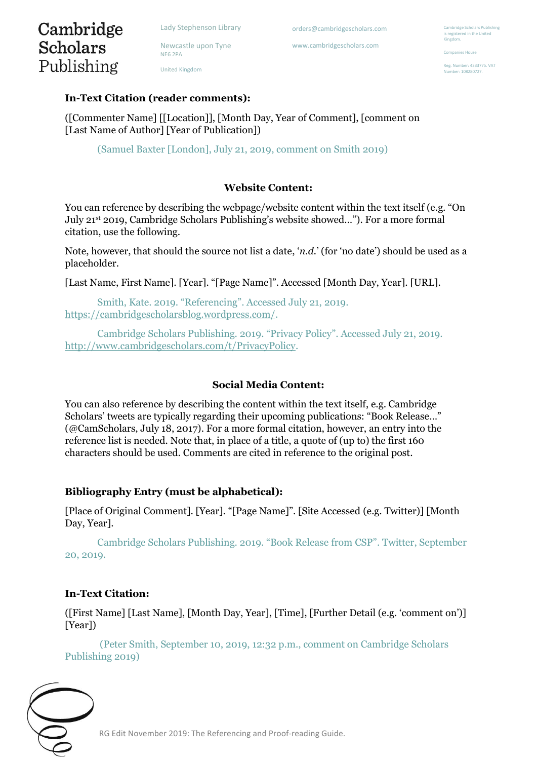**In-Text Citation (reader comments):**

([Commenter Name] [[Location]], [Month Day, Year of Comment], [comment on [Last Name of Author] [Year of Publication])

(Samuel Baxter [London], July 21, 2019, comment on Smith 2019)

**Website Content:**

You can reference by describing the webpage/website content within the text itself (e.g. "On July 21st 2019, Cambridge Scholars Publishing's website showed…"). For a more formal citation, use the following.

Note, however, that should the source not list a date, '*n.d.*' (for 'no date') should be used as a placeholder.

[Last Name, First Name]. [Year]. "[Page Name]". Accessed [Month Day, Year]. [URL].

Smith, Kate. 2019. "Referencing". Accessed July 21, 2019. https://cambridgescholarsblog.wordpress.com/.

Cambridge Scholars Publishing. 2019. "Privacy Policy". Accessed July 21, 2019. http://www.cambridgescholars.com/t/PrivacyPolicy.

**Social Media Content:**

You can also reference by describing the content within the text itself, e.g. Cambridge Scholars' tweets are typically regarding their upcoming publications: "Book Release…" (@CamScholars, July 18, 2017). For a more formal citation, however, an entry into the reference list is needed. Note that, in place of a title, a quote of (up to) the first 160 characters should be used. Comments are cited in reference to the original post.

**Bibliography Entry (must be alphabetical):**

[Place of Original Comment]. [Year]. "[Page Name]". [Site Accessed (e.g. Twitter)] [Month Day, Year].

Cambridge Scholars Publishing. 2019. "Book Release from CSP". Twitter, September 20, 2019.

**In-Text Citation:**

([First Name] [Last Name], [Month Day, Year], [Time], [Further Detail (e.g. 'comment on')] [Year])

(Peter Smith, September 10, 2019, 12:32 p.m., comment on Cambridge Scholars Publishing 2019)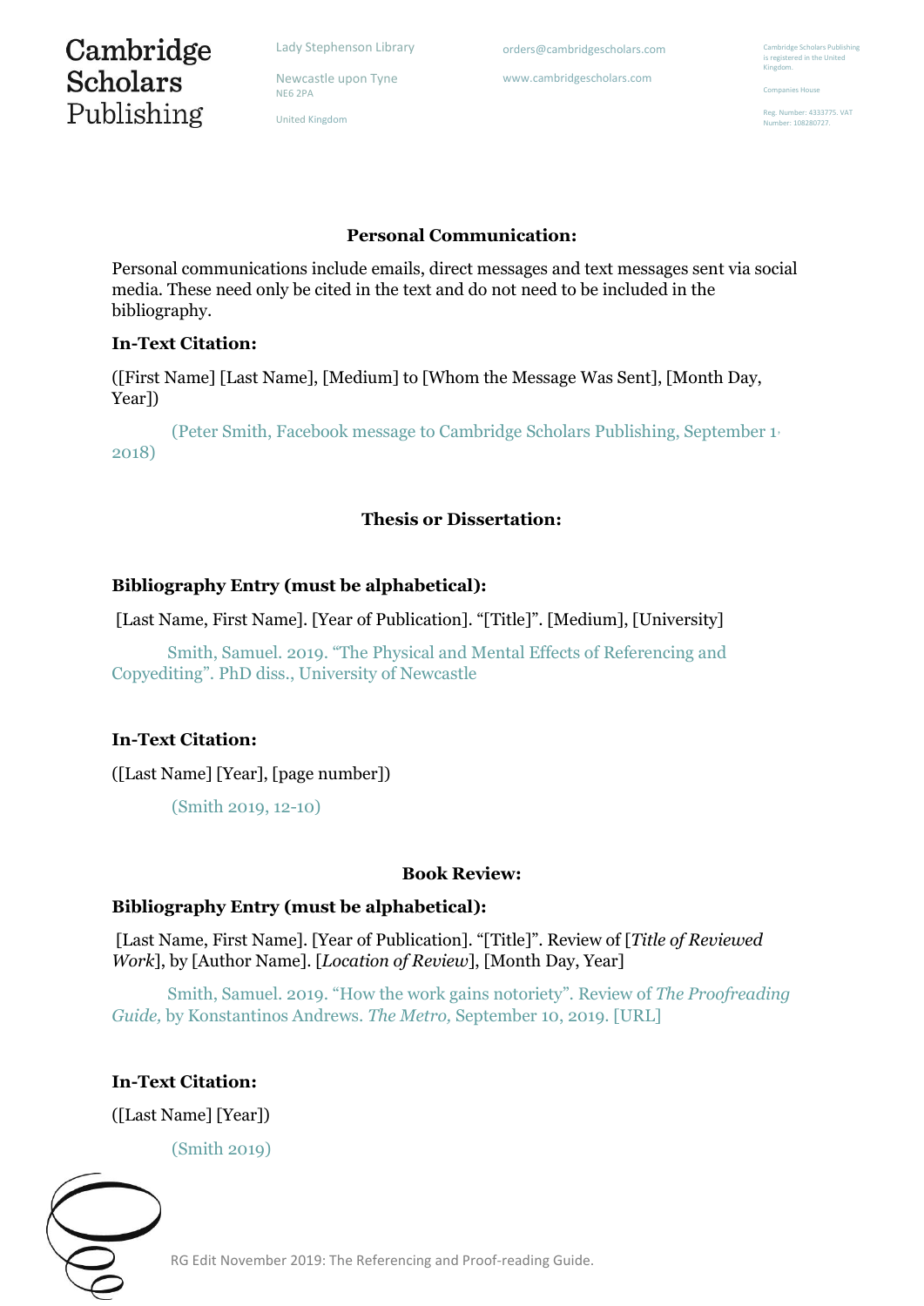## Personal Communication:

Personal communications include emails, direct messages and text messages sent via social media. These need only be cited in the text and do not need to be included in the bibliography.

**In-Text Citation:**

([First Name] [Last Name], [Medium] to [Whom the Message Was Sent], [Month Day, Year])

(Peter Smith, Facebook message to Cambridge Scholars Publishing, September 1, 2018)

## Thesis or Dissertation:

**Bibliography Entry (must be alphabetical):**

[Last Name, First Name]. [Year of Publication]. "[Title]". [Medium], [University]

Smith, Samuel. 2019. "The Physical and Mental Effects of Referencing and Copyediting". PhD diss., University of Newcastle

**In-Text Citation:**

([Last Name] [Year], [page number])

(Smith 2019, 12-10)

## Book Review:

**Bibliography Entry (must be alphabetical):**

[Last Name, First Name]. [Year of Publication]. "[Title]". Review of [*Title of Reviewed Work*], by [Author Name]. [*Location of Review*], [Month Day, Year]

Smith, Samuel. 2019. "How the work gains notoriety". Review of *The Proofreading Guide,* by Konstantinos Andrews. *The Metro,* September 10, 2019. [URL]

**In-Text Citation:**

([Last Name] [Year])

(Smith 2019)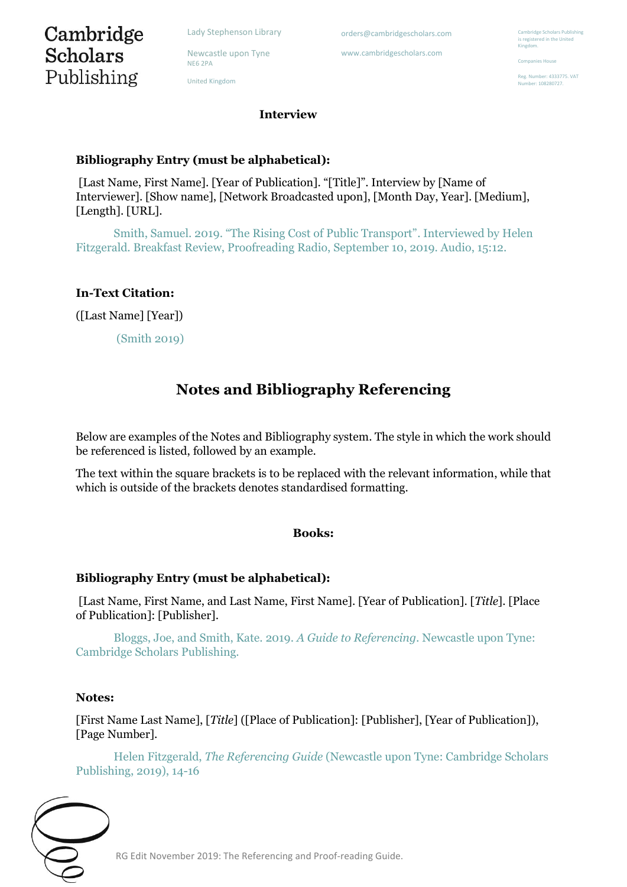**Interview**

**Bibliography Entry (must be alphabetical):**

[Last Name, First Name]. [Year of Publication]. "[Title]". Interview by [Name of Interviewer]. [Show name], [Network Broadcasted upon], [Month Day, Year]. [Medium], [Length]. [URL].

Smith, Samuel. 2019. "The Rising Cost of Public Transport". Interviewed by Helen Fitzgerald. Breakfast Review, Proofreading Radio, September 10, 2019. Audio, 15:12.

**In-Text Citation:**

([Last Name] [Year])

(Smith 2019)

## Notes and Bibliography Referencing

Below are examples of the Notes and Bibliography system. The style in which the work should be referenced is listed, followed by an example.

The text within the square brackets is to be replaced with the relevant information, while that which is outside of the brackets denotes standardised formatting.

**Books:**

**Bibliography Entry (must be alphabetical):**

[Last Name, First Name, and Last Name, First Name]. [Year of Publication]. [*Title*]. [Place of Publication]: [Publisher].

Bloggs, Joe, and Smith, Kate. 2019. *A Guide to Referencing*. Newcastle upon Tyne: Cambridge Scholars Publishing.

**Notes:**

[First Name Last Name], [*Title*] ([Place of Publication]: [Publisher], [Year of Publication]), [Page Number].

Helen Fitzgerald, *The Referencing Guide* (Newcastle upon Tyne: Cambridge Scholars Publishing, 2019), 14-16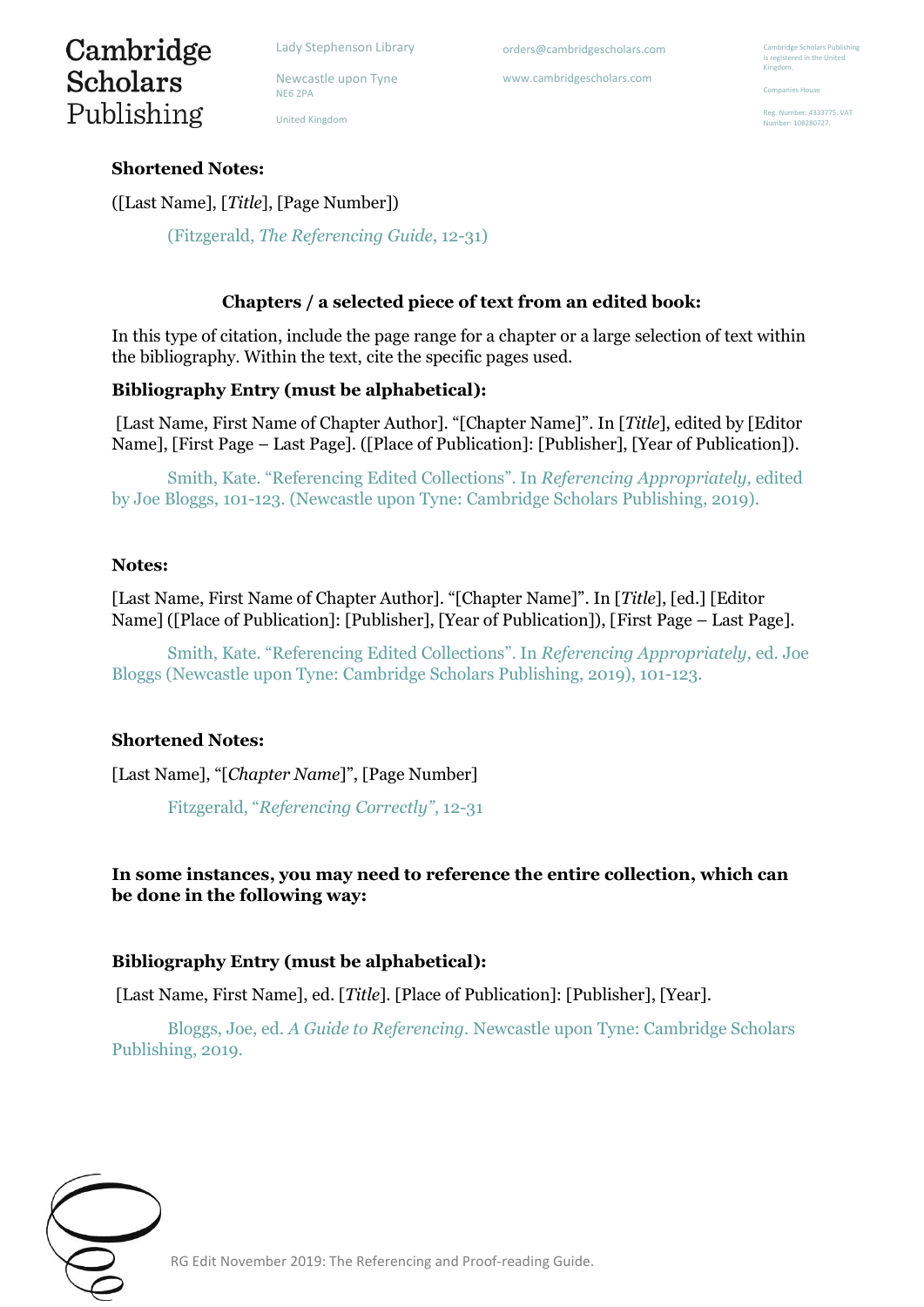**Shortened Notes:**

([Last Name], [*Title*], [Page Number])

(Fitzgerald, *The Referencing Guide*, 12-31)

**Chapters / a selected piece of text from an edited book:**

In this type of citation, include the page range for a chapter or a large selection of text within the bibliography. Within the text, cite the specific pages used.

**Bibliography Entry (must be alphabetical):**

[Last Name, First Name of Chapter Author]. "[Chapter Name]". In [*Title*], edited by [Editor Name], [First Page – Last Page]. ([Place of Publication]: [Publisher], [Year of Publication]).

Smith, Kate. "Referencing Edited Collections". In *Referencing Appropriately,* edited by Joe Bloggs, 101-123. (Newcastle upon Tyne: Cambridge Scholars Publishing, 2019).

**Notes:**

[Last Name, First Name of Chapter Author]. "[Chapter Name]". In [*Title*], [ed.] [Editor Name] ([Place of Publication]: [Publisher], [Year of Publication]), [First Page – Last Page].

Smith, Kate. "Referencing Edited Collections". In *Referencing Appropriately,* ed. Joe Bloggs (Newcastle upon Tyne: Cambridge Scholars Publishing, 2019), 101-123.

**Shortened Notes:**

[Last Name], "[*Chapter Name*]", [Page Number]

Fitzgerald, "*Referencing Correctly"*, 12-31

**In some instances, you may need to reference the entire collection, which can be done in the following way:**

**Bibliography Entry (must be alphabetical):**

[Last Name, First Name], ed. [*Title*]. [Place of Publication]: [Publisher], [Year].

Bloggs, Joe, ed. *A Guide to Referencing*. Newcastle upon Tyne: Cambridge Scholars Publishing, 2019.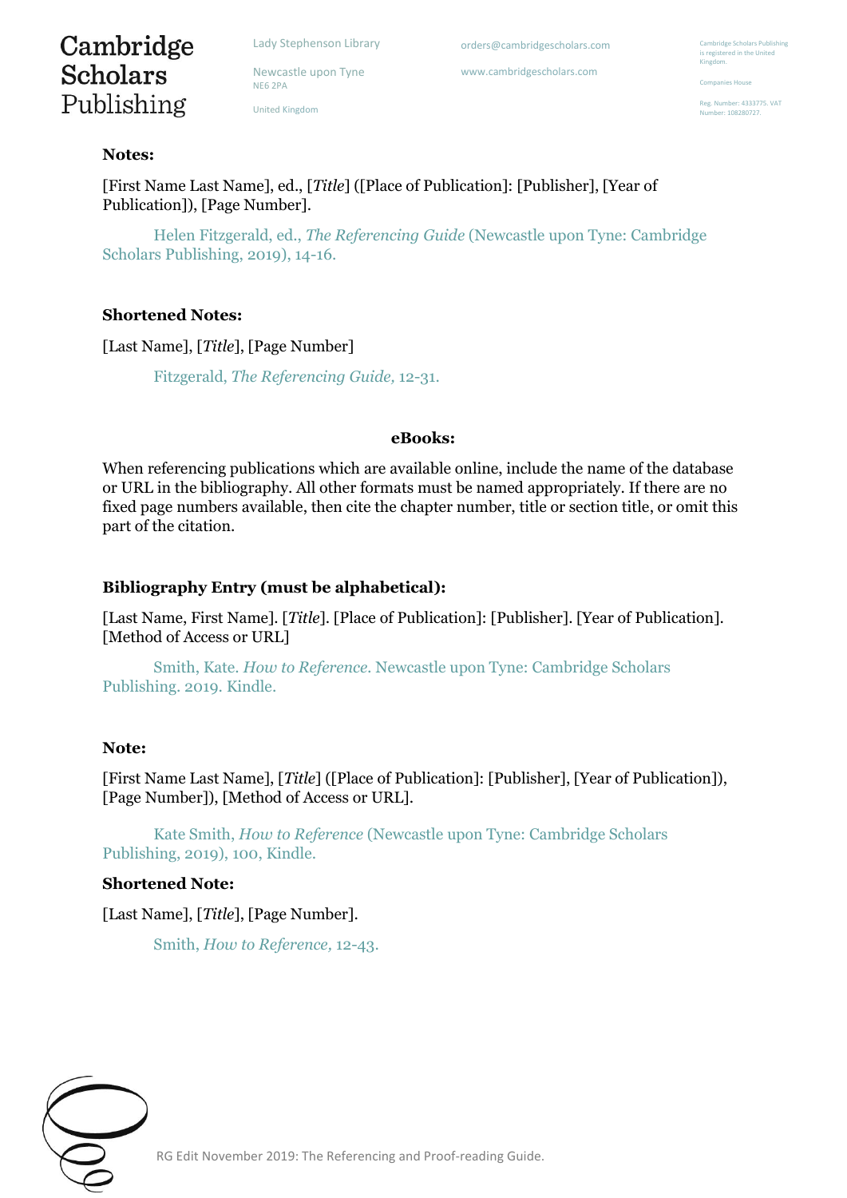**Notes:**

[First Name Last Name], ed., [*Title*] ([Place of Publication]: [Publisher], [Year of Publication]), [Page Number].

Helen Fitzgerald, ed., *The Referencing Guide* (Newcastle upon Tyne: Cambridge Scholars Publishing, 2019), 14-16.

**Shortened Notes:**

[Last Name], [*Title*], [Page Number]

Fitzgerald, *The Referencing Guide,* 12-31.

**eBooks:**

When referencing publications which are available online, include the name of the database or URL in the bibliography. All other formats must be named appropriately. If there are no fixed page numbers available, then cite the chapter number, title or section title, or omit this part of the citation.

**Bibliography Entry (must be alphabetical):**

[Last Name, First Name]. [*Title*]. [Place of Publication]: [Publisher]. [Year of Publication]. [Method of Access or URL]

Smith, Kate. *How to Reference*. Newcastle upon Tyne: Cambridge Scholars Publishing. 2019. Kindle.

**Note:**

[First Name Last Name], [*Title*] ([Place of Publication]: [Publisher], [Year of Publication]), [Page Number]), [Method of Access or URL].

Kate Smith, *How to Reference* (Newcastle upon Tyne: Cambridge Scholars Publishing, 2019), 100, Kindle.

**Shortened Note:**

[Last Name], [*Title*], [Page Number].

Smith, *How to Reference,* 12-43.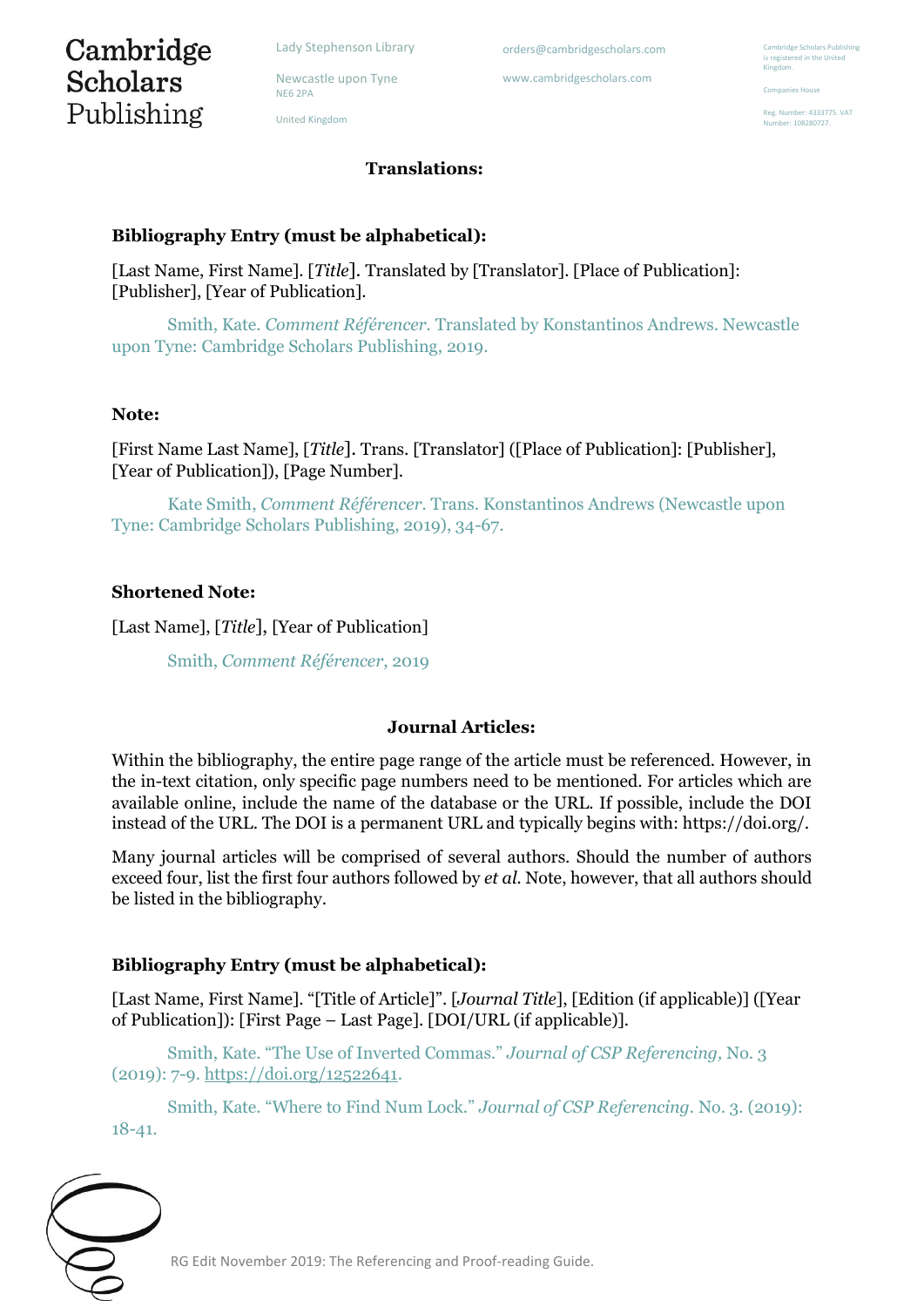## Translations:

### Bibliography Entry (must be alphabetical):

[Last Name, First Name]. [*Title*]. Translated by [Translator]. [Place of Publication]: [Publisher], [Year of Publication].

Smith, Kate. *Comment Référencer*. Translated by Konstantinos Andrews. Newcastle upon Tyne: Cambridge Scholars Publishing, 2019.

### Note:

[First Name Last Name], [*Title*]. Trans. [Translator] ([Place of Publication]: [Publisher], [Year of Publication]), [Page Number].

Kate Smith, *Comment Référencer*. Trans. Konstantinos Andrews (Newcastle upon Tyne: Cambridge Scholars Publishing, 2019), 34-67.

### Shortened Note:

[Last Name], [*Title*], [Year of Publication]

Smith, *Comment Référencer*, 2019

## Journal Articles:

Within the bibliography, the entire page range of the article must be referenced. However, in the in-text citation, only specific page numbers need to be mentioned. For articles which are available online, include the name of the database or the URL. If possible, include the DOI instead of the URL. The DOI is a permanent URL and typically begins with: https://doi.org/.

Many journal articles will be comprised of several authors. Should the number of authors exceed four, list the first four authors followed by *et al*. Note, however, that all authors should be listed in the bibliography.

### Bibliography Entry (must be alphabetical):

[Last Name, First Name]. "[Title of Article]". [*Journal Title*], [Edition (if applicable)] ([Year of Publication]): [First Page – Last Page]. [DOI/URL (if applicable)].

Smith, Kate. "The Use of Inverted Commas." *Journal of CSP Referencing*, No. 3 (2019): 7-9. https://doi.org/12522641.

Smith, Kate. "Where to Find Num Lock." *Journal of CSP Referencing*. No. 3. (2019): 18-41.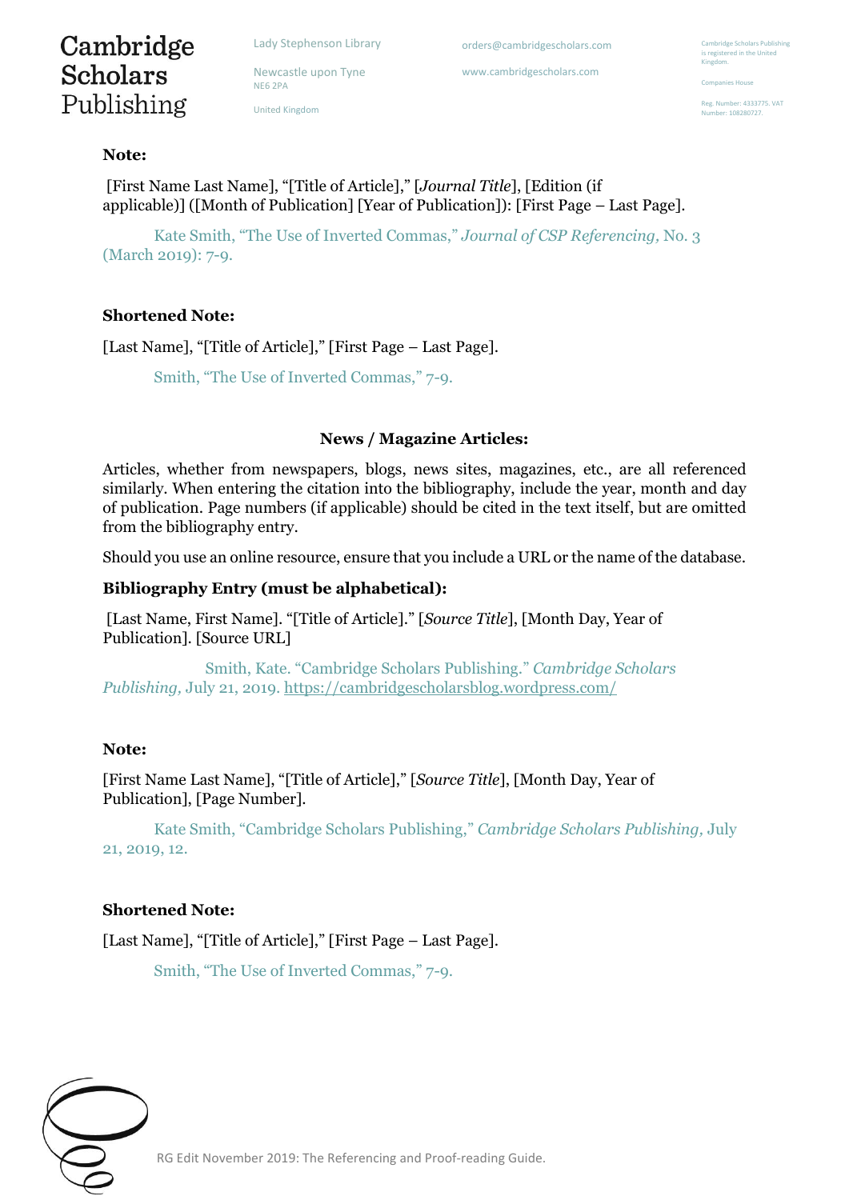**Note:**

[First Name Last Name], "[Title of Article]," [*Journal Title*], [Edition (if applicable)] ([Month of Publication] [Year of Publication]): [First Page – Last Page].

Kate Smith, "The Use of Inverted Commas," *Journal of CSP Referencing,* No. 3 (March 2019): 7-9.

**Shortened Note:**

[Last Name], "[Title of Article]," [First Page – Last Page].

Smith, "The Use of Inverted Commas," 7-9.

### News / Magazine Articles:

Articles, whether from newspapers, blogs, news sites, magazines, etc., are all referenced similarly. When entering the citation into the bibliography, include the year, month and day of publication. Page numbers (if applicable) should be cited in the text itself, but are omitted from the bibliography entry.

Should you use an online resource, ensure that you include a URL or the name of the database.

**Bibliography Entry (must be alphabetical):**

[Last Name, First Name]. "[Title of Article]." [*Source Title*], [Month Day, Year of Publication]. [Source URL]

Smith, Kate. "Cambridge Scholars Publishing." *Cambridge Scholars Publishing,* July 21, 2019. https://cambridgescholarsblog.wordpress.com/

**Note:**

[First Name Last Name], "[Title of Article]," [*Source Title*], [Month Day, Year of Publication], [Page Number].

Kate Smith, "Cambridge Scholars Publishing," *Cambridge Scholars Publishing,* July 21, 2019, 12.

**Shortened Note:**

[Last Name], "[Title of Article]," [First Page – Last Page].

Smith, "The Use of Inverted Commas," 7-9.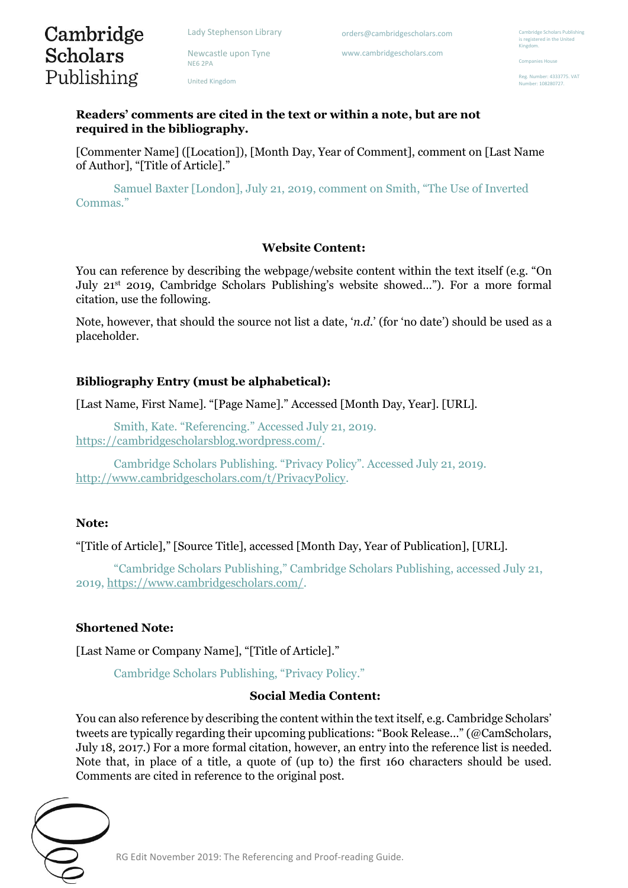**Readers' comments are cited in the text or within a note, but are not required in the bibliography.**

[Commenter Name] ([Location]), [Month Day, Year of Comment], comment on [Last Name of Author], "[Title of Article]."

Samuel Baxter [London], July 21, 2019, comment on Smith, "The Use of Inverted Commas."

### Website Content:

You can reference by describing the webpage/website content within the text itself (e.g. "On July 21st 2019, Cambridge Scholars Publishing's website showed…"). For a more formal citation, use the following.

Note, however, that should the source not list a date, '*n.d.*' (for 'no date') should be used as a placeholder.

**Bibliography Entry (must be alphabetical):**

[Last Name, First Name]. "[Page Name]." Accessed [Month Day, Year]. [URL].

Smith, Kate. "Referencing." Accessed July 21, 2019. https://cambridgescholarsblog.wordpress.com/.

Cambridge Scholars Publishing. "Privacy Policy". Accessed July 21, 2019. http://www.cambridgescholars.com/t/PrivacyPolicy.

**Note:**

"[Title of Article]," [Source Title], accessed [Month Day, Year of Publication], [URL].

"Cambridge Scholars Publishing," Cambridge Scholars Publishing, accessed July 21, 2019, https://www.cambridgescholars.com/.

**Shortened Note:**

[Last Name or Company Name], "[Title of Article]."

Cambridge Scholars Publishing, "Privacy Policy."

### Social Media Content:

You can also reference by describing the content within the text itself, e.g. Cambridge Scholars' tweets are typically regarding their upcoming publications: "Book Release…" (@CamScholars, July 18, 2017.) For a more formal citation, however, an entry into the reference list is needed. Note that, in place of a title, a quote of (up to) the first 160 characters should be used. Comments are cited in reference to the original post.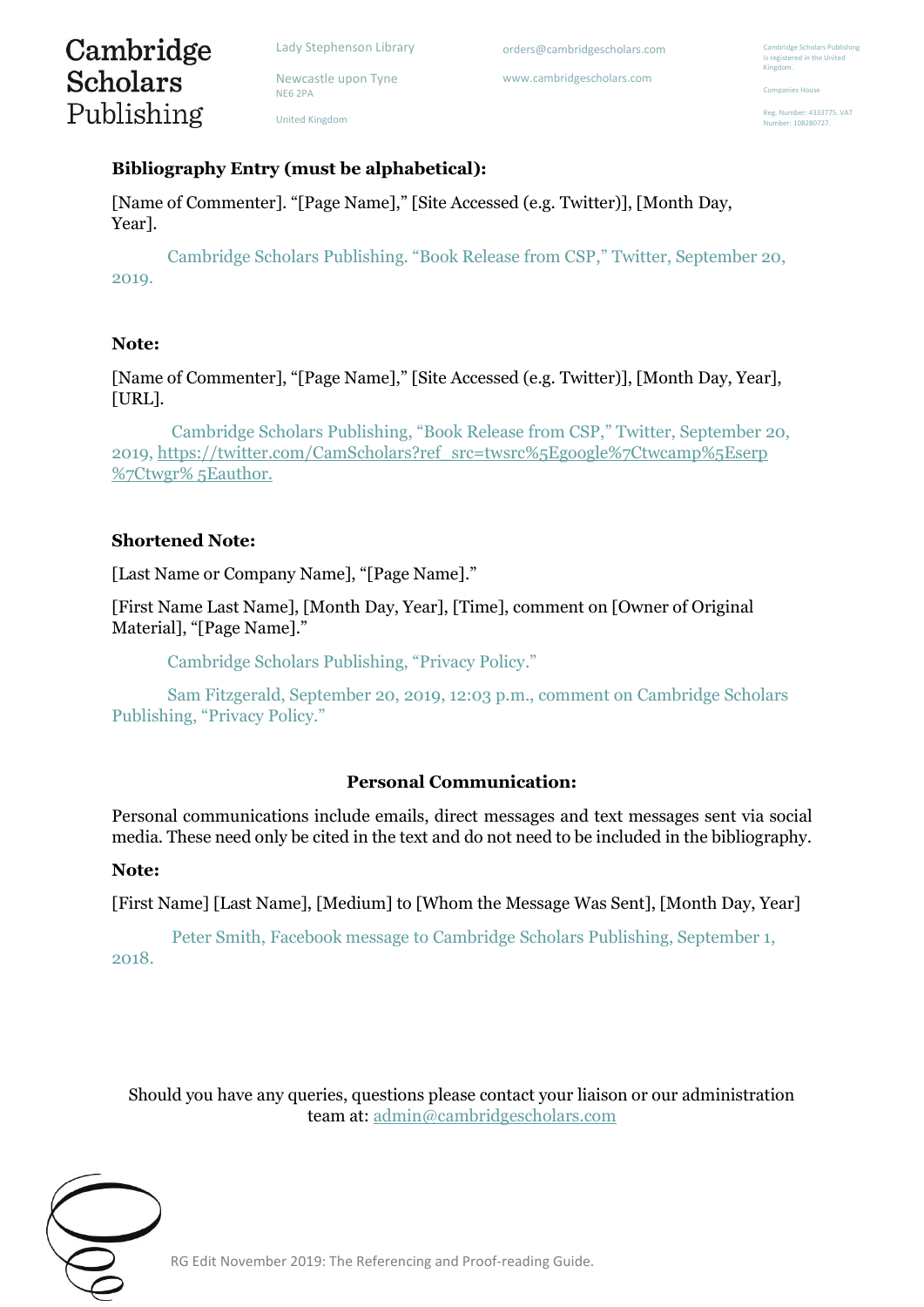**Bibliography Entry (must be alphabetical):**

[Name of Commenter]. “[Page Name],” [Site Accessed (e.g. Twitter)], [Month Day, Year].

Cambridge Scholars Publishing. “Book Release from CSP,” Twitter, September 20, 2019.

**Note:**

[Name of Commenter], “[Page Name],” [Site Accessed (e.g. Twitter)], [Month Day, Year], [URL].

Cambridge Scholars Publishing, “Book Release from CSP,” Twitter, September 20, 2019, https://twitter.com/CamScholars?ref_src=twsrc%5Egoogle%7Ctwcamp%5Eserp%7Ctwgr% 5Eauthor.

**Shortened Note:**

[Last Name or Company Name], “[Page Name].”

[First Name Last Name], [Month Day, Year], [Time], comment on [Owner of Original Material], “[Page Name].”

Cambridge Scholars Publishing, “Privacy Policy.”

Sam Fitzgerald, September 20, 2019, 12:03 p.m., comment on Cambridge Scholars Publishing, “Privacy Policy.”

## Personal Communication:

Personal communications include emails, direct messages and text messages sent via social media. These need only be cited in the text and do not need to be included in the bibliography.

**Note:**

[First Name] [Last Name], [Medium] to [Whom the Message Was Sent], [Month Day, Year]

Peter Smith, Facebook message to Cambridge Scholars Publishing, September 1, 2018.

Should you have any queries, questions please contact your liaison or our administration team at: admin@cambridgescholars.com